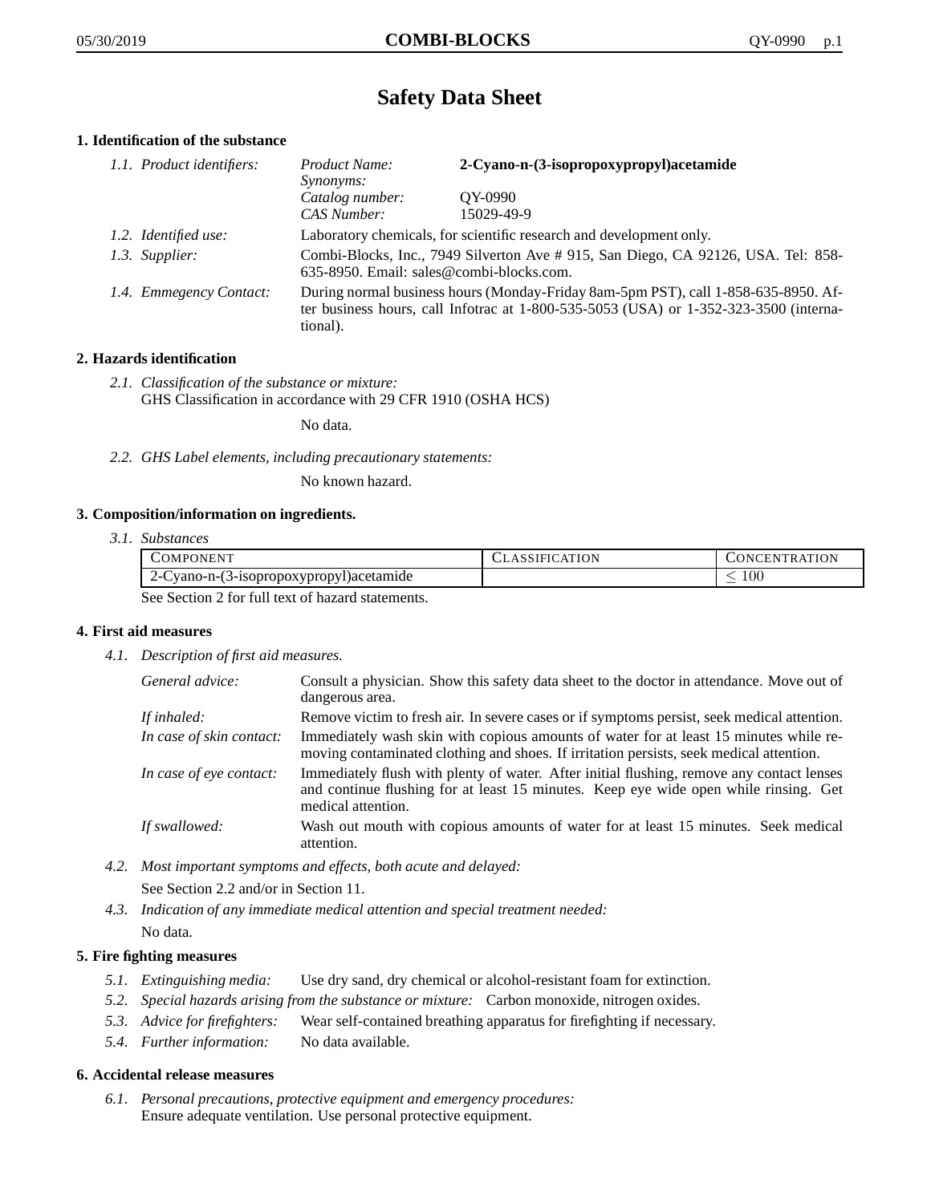# Safety Data Sheet

## 1. Identification of the substance

*1.1. Product identifiers:*

| | |
|---|---|
| *Product Name:* | **2-Cyano-n-(3-isopropoxypropyl)acetamide** |
| *Synonyms:* | |
| *Catalog number:* | QY-0990 |
| *CAS Number:* | 15029-49-9 |

*1.2. Identified use:* Laboratory chemicals, for scientific research and development only.

*1.3. Supplier:* Combi-Blocks, Inc., 7949 Silverton Ave # 915, San Diego, CA 92126, USA. Tel: 858-635-8950. Email: sales@combi-blocks.com.

*1.4. Emmegency Contact:* During normal business hours (Monday-Friday 8am-5pm PST), call 1-858-635-8950. After business hours, call Infotrac at 1-800-535-5053 (USA) or 1-352-323-3500 (international).

## 2. Hazards identification

*2.1. Classification of the substance or mixture:*
GHS Classification in accordance with 29 CFR 1910 (OSHA HCS)

No data.

*2.2. GHS Label elements, including precautionary statements:*

No known hazard.

## 3. Composition/information on ingredients.

*3.1. Substances*

| COMPONENT | CLASSIFICATION | CONCENTRATION |
|---|---|---|
| 2-Cyano-n-(3-isopropoxypropyl)acetamide | | ≤ 100 |

See Section 2 for full text of hazard statements.

## 4. First aid measures

*4.1. Description of first aid measures.*

*General advice:* Consult a physician. Show this safety data sheet to the doctor in attendance. Move out of dangerous area.

*If inhaled:* Remove victim to fresh air. In severe cases or if symptoms persist, seek medical attention.

*In case of skin contact:* Immediately wash skin with copious amounts of water for at least 15 minutes while removing contaminated clothing and shoes. If irritation persists, seek medical attention.

*In case of eye contact:* Immediately flush with plenty of water. After initial flushing, remove any contact lenses and continue flushing for at least 15 minutes. Keep eye wide open while rinsing. Get medical attention.

*If swallowed:* Wash out mouth with copious amounts of water for at least 15 minutes. Seek medical attention.

*4.2. Most important symptoms and effects, both acute and delayed:*

See Section 2.2 and/or in Section 11.

*4.3. Indication of any immediate medical attention and special treatment needed:*

No data.

## 5. Fire fighting measures

*5.1. Extinguishing media:* Use dry sand, dry chemical or alcohol-resistant foam for extinction.

*5.2. Special hazards arising from the substance or mixture:* Carbon monoxide, nitrogen oxides.

*5.3. Advice for firefighters:* Wear self-contained breathing apparatus for firefighting if necessary.

*5.4. Further information:* No data available.

## 6. Accidental release measures

*6.1. Personal precautions, protective equipment and emergency procedures:*
Ensure adequate ventilation. Use personal protective equipment.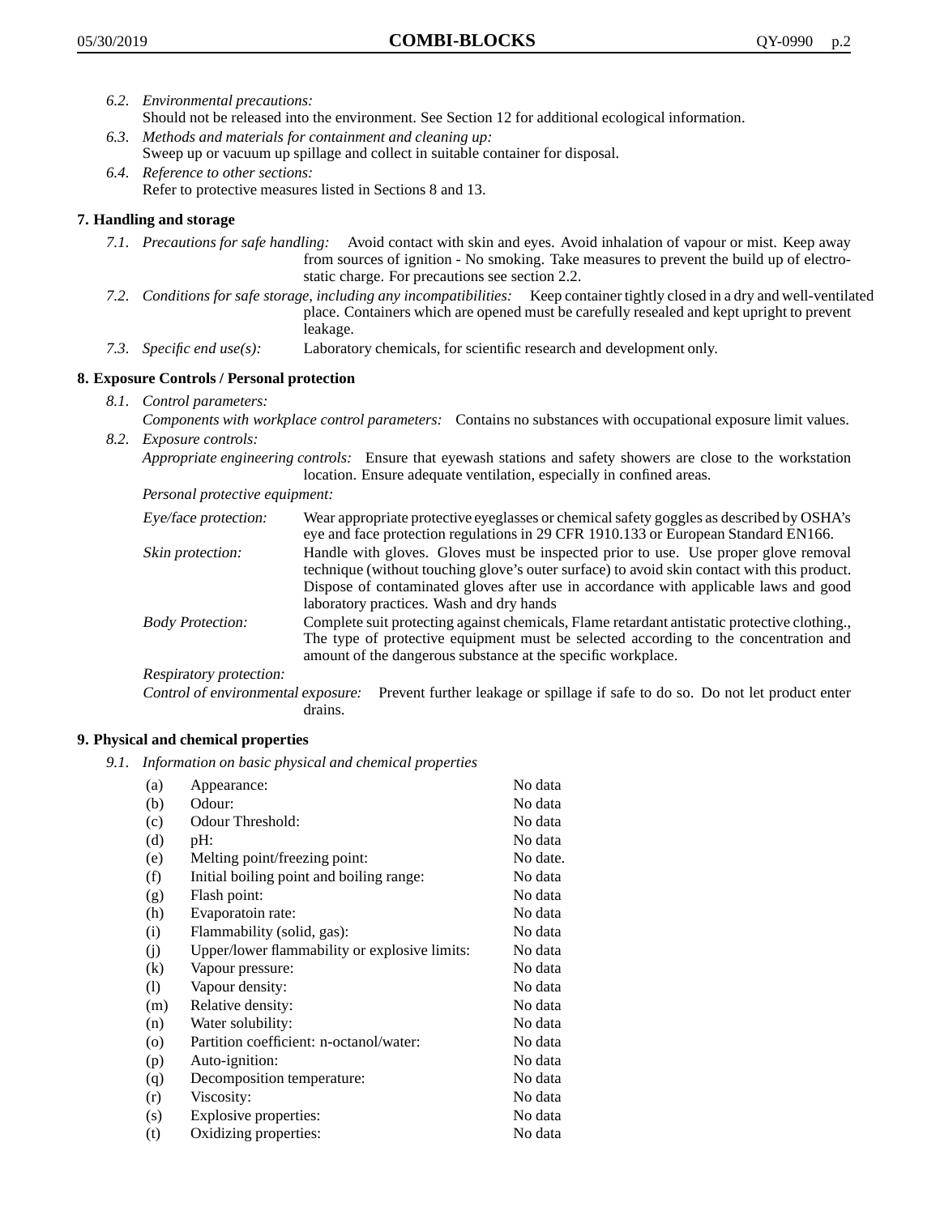6.2. *Environmental precautions:*
Should not be released into the environment. See Section 12 for additional ecological information.

6.3. *Methods and materials for containment and cleaning up:*
Sweep up or vacuum up spillage and collect in suitable container for disposal.

6.4. *Reference to other sections:*
Refer to protective measures listed in Sections 8 and 13.

## 7. Handling and storage

7.1. *Precautions for safe handling:* Avoid contact with skin and eyes. Avoid inhalation of vapour or mist. Keep away from sources of ignition - No smoking. Take measures to prevent the build up of electrostatic charge. For precautions see section 2.2.

7.2. *Conditions for safe storage, including any incompatibilities:* Keep container tightly closed in a dry and well-ventilated place. Containers which are opened must be carefully resealed and kept upright to prevent leakage.

7.3. *Specific end use(s):* Laboratory chemicals, for scientific research and development only.

## 8. Exposure Controls / Personal protection

8.1. *Control parameters:*
*Components with workplace control parameters:* Contains no substances with occupational exposure limit values.

8.2. *Exposure controls:*
*Appropriate engineering controls:* Ensure that eyewash stations and safety showers are close to the workstation location. Ensure adequate ventilation, especially in confined areas.

*Personal protective equipment:*

*Eye/face protection:* Wear appropriate protective eyeglasses or chemical safety goggles as described by OSHA's eye and face protection regulations in 29 CFR 1910.133 or European Standard EN166.

*Skin protection:* Handle with gloves. Gloves must be inspected prior to use. Use proper glove removal technique (without touching glove's outer surface) to avoid skin contact with this product. Dispose of contaminated gloves after use in accordance with applicable laws and good laboratory practices. Wash and dry hands

*Body Protection:* Complete suit protecting against chemicals, Flame retardant antistatic protective clothing., The type of protective equipment must be selected according to the concentration and amount of the dangerous substance at the specific workplace.

*Respiratory protection:*

*Control of environmental exposure:* Prevent further leakage or spillage if safe to do so. Do not let product enter drains.

## 9. Physical and chemical properties

9.1. *Information on basic physical and chemical properties*

| | | |
|---|---|---|
| (a) | Appearance: | No data |
| (b) | Odour: | No data |
| (c) | Odour Threshold: | No data |
| (d) | pH: | No data |
| (e) | Melting point/freezing point: | No date. |
| (f) | Initial boiling point and boiling range: | No data |
| (g) | Flash point: | No data |
| (h) | Evaporatoin rate: | No data |
| (i) | Flammability (solid, gas): | No data |
| (j) | Upper/lower flammability or explosive limits: | No data |
| (k) | Vapour pressure: | No data |
| (l) | Vapour density: | No data |
| (m) | Relative density: | No data |
| (n) | Water solubility: | No data |
| (o) | Partition coefficient: n-octanol/water: | No data |
| (p) | Auto-ignition: | No data |
| (q) | Decomposition temperature: | No data |
| (r) | Viscosity: | No data |
| (s) | Explosive properties: | No data |
| (t) | Oxidizing properties: | No data |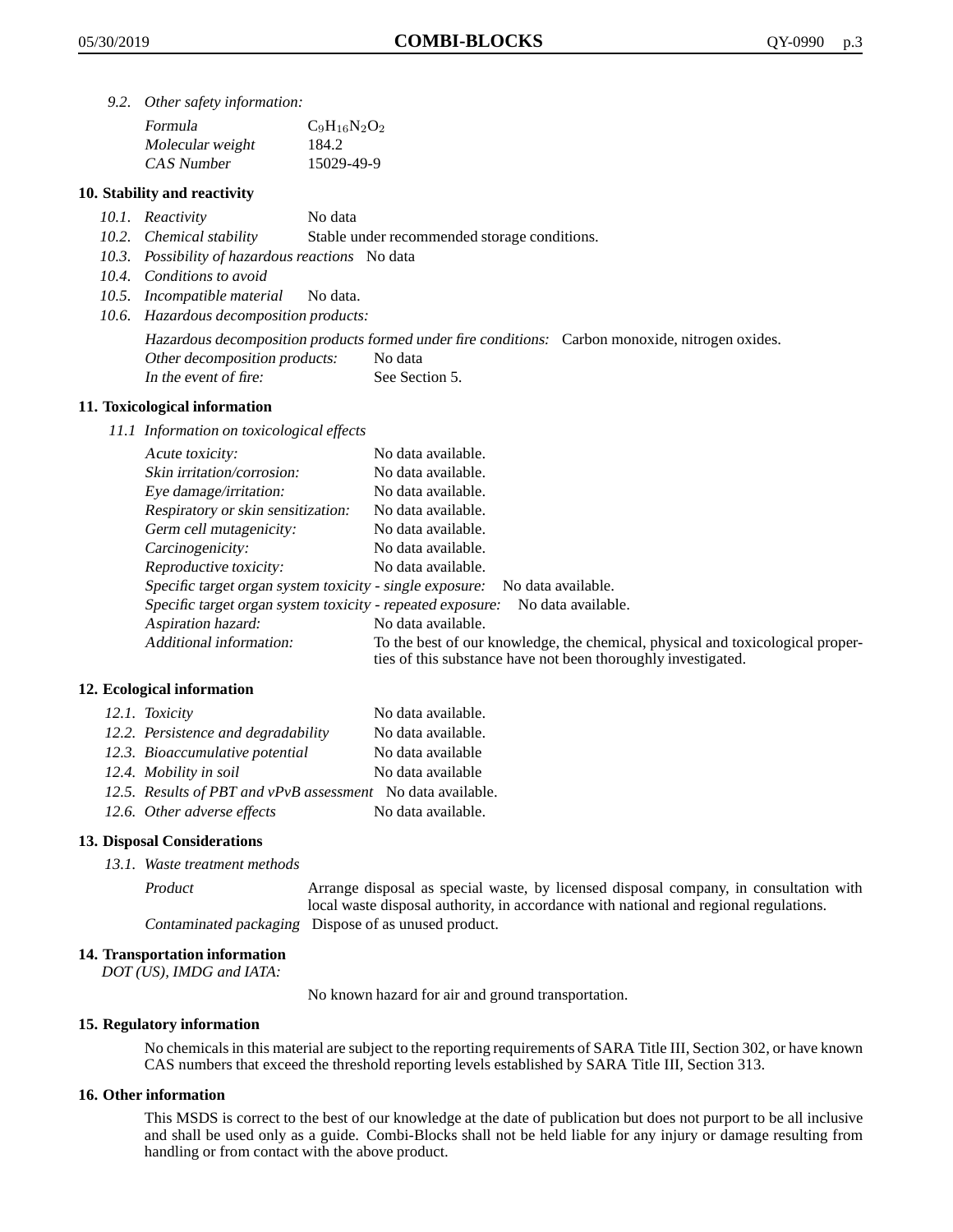*9.2. Other safety information:*

| | |
|---|---|
| *Formula* | $C_9H_{16}N_2O_2$ |
| *Molecular weight* | 184.2 |
| *CAS Number* | 15029-49-9 |

## 10. Stability and reactivity

*10.1. Reactivity* No data

*10.2. Chemical stability* Stable under recommended storage conditions.

*10.3. Possibility of hazardous reactions* No data

*10.4. Conditions to avoid*

*10.5. Incompatible material* No data.

*10.6. Hazardous decomposition products:*

*Hazardous decomposition products formed under fire conditions:* Carbon monoxide, nitrogen oxides.

*Other decomposition products:* No data

*In the event of fire:* See Section 5.

## 11. Toxicological information

*11.1 Information on toxicological effects*

| | |
|---|---|
| *Acute toxicity:* | No data available. |
| *Skin irritation/corrosion:* | No data available. |
| *Eye damage/irritation:* | No data available. |
| *Respiratory or skin sensitization:* | No data available. |
| *Germ cell mutagenicity:* | No data available. |
| *Carcinogenicity:* | No data available. |
| *Reproductive toxicity:* | No data available. |
| *Specific target organ system toxicity - single exposure:* | No data available. |
| *Specific target organ system toxicity - repeated exposure:* | No data available. |
| *Aspiration hazard:* | No data available. |
| *Additional information:* | To the best of our knowledge, the chemical, physical and toxicological properties of this substance have not been thoroughly investigated. |

## 12. Ecological information

| | |
|---|---|
| *12.1. Toxicity* | No data available. |
| *12.2. Persistence and degradability* | No data available. |
| *12.3. Bioaccumulative potential* | No data available |
| *12.4. Mobility in soil* | No data available |
| *12.5. Results of PBT and vPvB assessment* | No data available. |
| *12.6. Other adverse effects* | No data available. |

## 13. Disposal Considerations

*13.1. Waste treatment methods*

*Product* Arrange disposal as special waste, by licensed disposal company, in consultation with local waste disposal authority, in accordance with national and regional regulations.

*Contaminated packaging* Dispose of as unused product.

## 14. Transportation information

*DOT (US), IMDG and IATA:*

No known hazard for air and ground transportation.

## 15. Regulatory information

No chemicals in this material are subject to the reporting requirements of SARA Title III, Section 302, or have known CAS numbers that exceed the threshold reporting levels established by SARA Title III, Section 313.

## 16. Other information

This MSDS is correct to the best of our knowledge at the date of publication but does not purport to be all inclusive and shall be used only as a guide. Combi-Blocks shall not be held liable for any injury or damage resulting from handling or from contact with the above product.